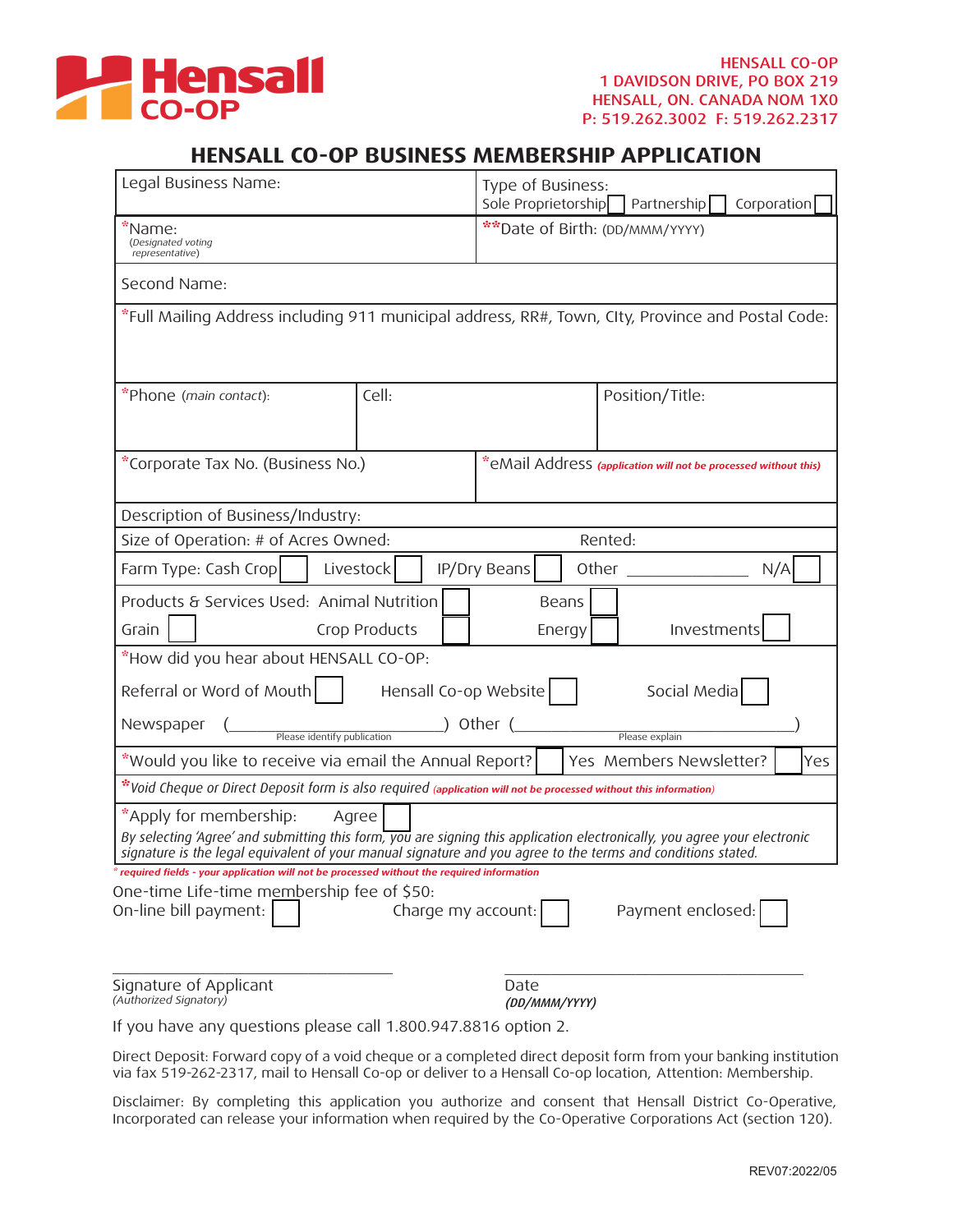HENSALL CO-OP
1 DAVIDSON DRIVE, PO BOX 219
HENSALL, ON. CANADA N0M 1X0
P: 519.262.3002 F: 519.262.2317

# HENSALL CO-OP BUSINESS MEMBERSHIP APPLICATION

| | |
|---|---|
| Legal Business Name: | Type of Business: Sole Proprietorship ☐ Partnership ☐ Corporation ☐ |
| *Name: (Designated voting representative) | **Date of Birth: (DD/MMM/YYYY) |
| Second Name: | |
| *Full Mailing Address including 911 municipal address, RR#, Town, City, Province and Postal Code: | |

| | | |
|---|---|---|
| *Phone (main contact): | Cell: | Position/Title: |

| | |
|---|---|
| *Corporate Tax No. (Business No.) | *eMail Address **(application will not be processed without this)** |

Description of Business/Industry:

Size of Operation: # of Acres Owned: Rented:

Farm Type: Cash Crop ☐ Livestock ☐ IP/Dry Beans ☐ Other ______________ N/A ☐

Products & Services Used: Animal Nutrition ☐ Beans ☐
Grain ☐ Crop Products ☐ Energy ☐ Investments ☐

*How did you hear about HENSALL CO-OP:

Referral or Word of Mouth ☐ Hensall Co-op Website ☐ Social Media ☐

Newspaper (______________ Please identify publication) Other (______________ Please explain)

*Would you like to receive via email the Annual Report? ☐ Yes Members Newsletter? ☐ Yes

**Void Cheque or Direct Deposit form is also required* **(application will not be processed without this information)**

*Apply for membership: Agree ☐

*By selecting 'Agree' and submitting this form, you are signing this application electronically, you agree your electronic signature is the legal equivalent of your manual signature and you agree to the terms and conditions stated.*

***\* required fields - your application will not be processed without the required information***

One-time Life-time membership fee of $50:
On-line bill payment: ☐ Charge my account: ☐ Payment enclosed: ☐

______________________________ ______________________________
Signature of Applicant Date
*(Authorized Signatory)* ***(DD/MMM/YYYY)***

If you have any questions please call 1.800.947.8816 option 2.

Direct Deposit: Forward copy of a void cheque or a completed direct deposit form from your banking institution via fax 519-262-2317, mail to Hensall Co-op or deliver to a Hensall Co-op location, Attention: Membership.

Disclaimer: By completing this application you authorize and consent that Hensall District Co-Operative, Incorporated can release your information when required by the Co-Operative Corporations Act (section 120).

REV07:2022/05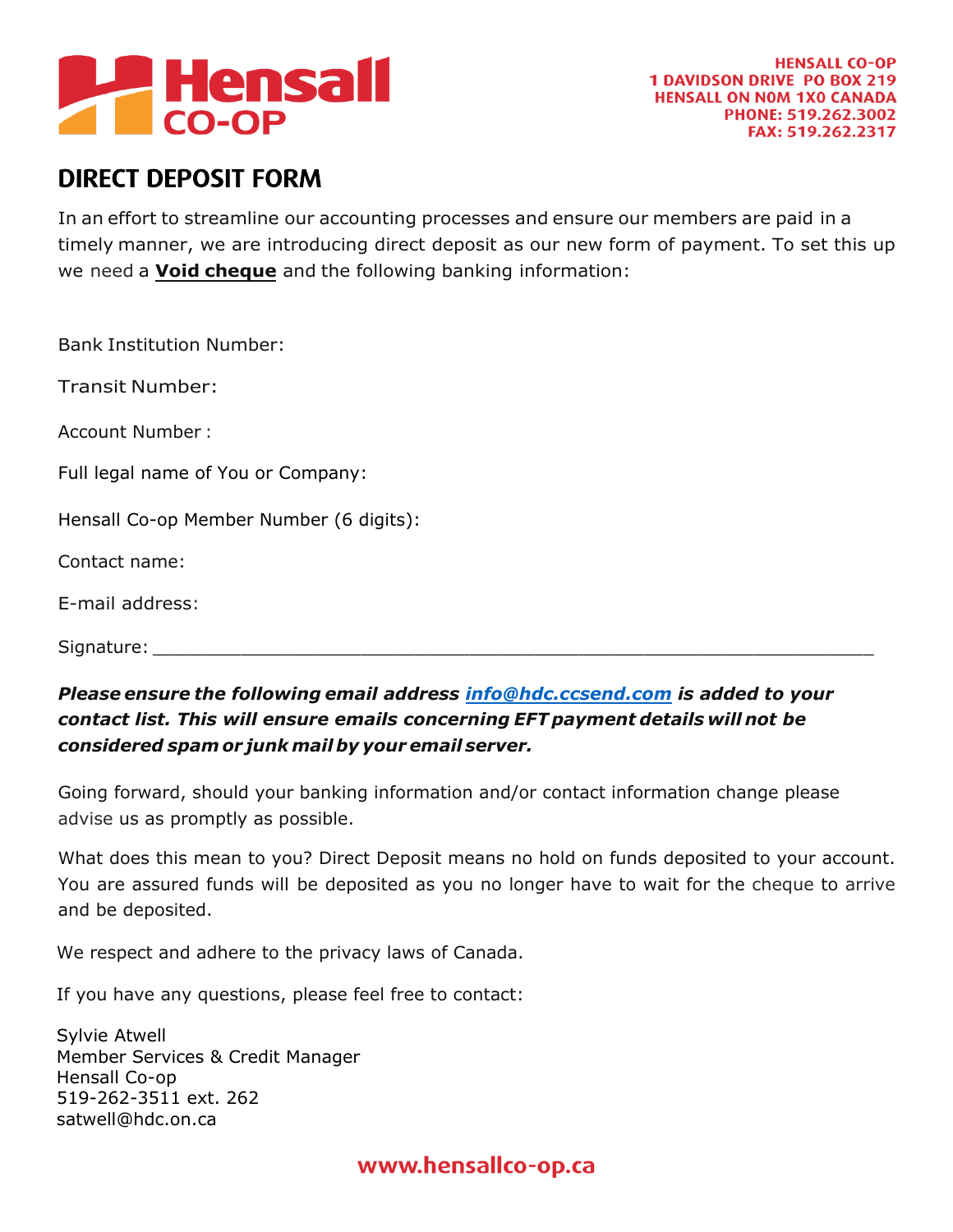HENSALL CO-OP
1 DAVIDSON DRIVE PO BOX 219
HENSALL ON N0M 1X0 CANADA
PHONE: 519.262.3002
FAX: 519.262.2317

# DIRECT DEPOSIT FORM

In an effort to streamline our accounting processes and ensure our members are paid in a timely manner, we are introducing direct deposit as our new form of payment. To set this up we need a **Void cheque** and the following banking information:

Bank Institution Number:

Transit Number:

Account Number :

Full legal name of You or Company:

Hensall Co-op Member Number (6 digits):

Contact name:

E-mail address:

Signature: ___________________________________________________________

***Please ensure the following email address info@hdc.ccsend.com is added to your contact list. This will ensure emails concerning EFT payment details will not be considered spam or junk mail by your email server.***

Going forward, should your banking information and/or contact information change please advise us as promptly as possible.

What does this mean to you? Direct Deposit means no hold on funds deposited to your account. You are assured funds will be deposited as you no longer have to wait for the cheque to arrive and be deposited.

We respect and adhere to the privacy laws of Canada.

If you have any questions, please feel free to contact:

Sylvie Atwell
Member Services & Credit Manager
Hensall Co-op
519-262-3511 ext. 262
satwell@hdc.on.ca

www.hensallco-op.ca